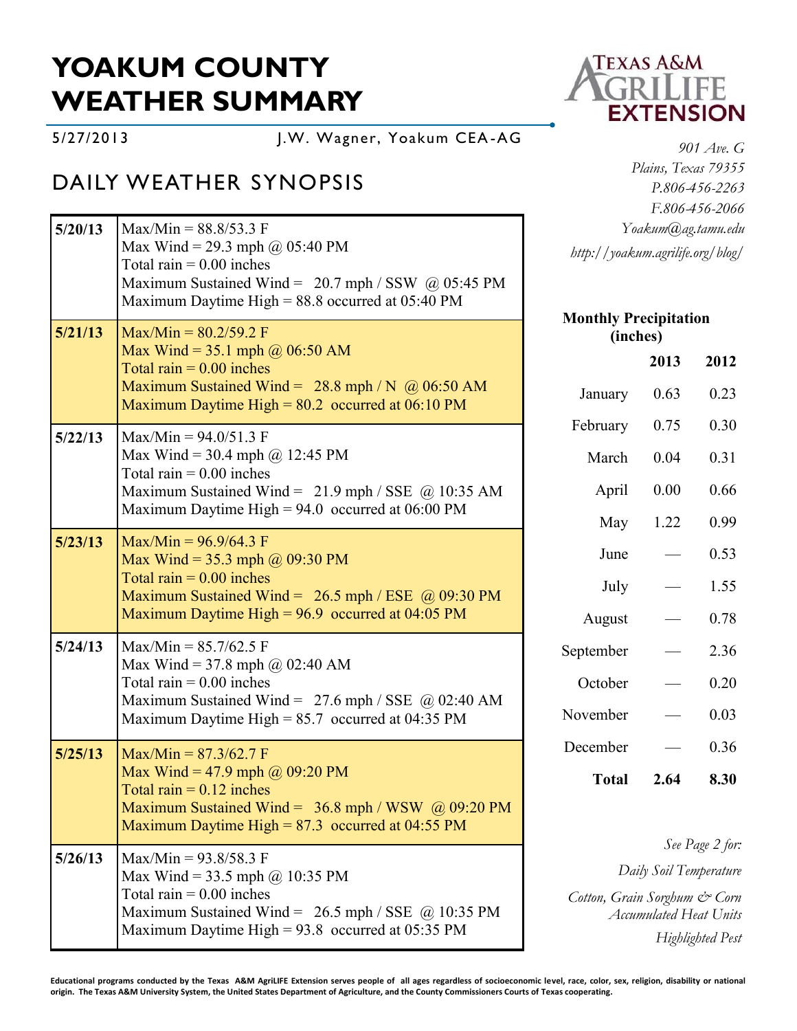# YOAKUM COUNTY WEATHER SUMMARY

5/27/2013 J.W. Wagner, Yoakum CEA-AG

*901 Ave. G*
*Plains, Texas 79355*
*P.806-456-2263*
*F.806-456-2066*
*Yoakum@ag.tamu.edu*
*http://yoakum.agrilife.org/blog/*

## DAILY WEATHER SYNOPSIS

| Date | Summary |
|---|---|
| **5/20/13** | Max/Min = 88.8/53.3 F<br>Max Wind = 29.3 mph @ 05:40 PM<br>Total rain = 0.00 inches<br>Maximum Sustained Wind = 20.7 mph / SSW @ 05:45 PM<br>Maximum Daytime High = 88.8 occurred at 05:40 PM |
| **5/21/13** | Max/Min = 80.2/59.2 F<br>Max Wind = 35.1 mph @ 06:50 AM<br>Total rain = 0.00 inches<br>Maximum Sustained Wind = 28.8 mph / N @ 06:50 AM<br>Maximum Daytime High = 80.2 occurred at 06:10 PM |
| **5/22/13** | Max/Min = 94.0/51.3 F<br>Max Wind = 30.4 mph @ 12:45 PM<br>Total rain = 0.00 inches<br>Maximum Sustained Wind = 21.9 mph / SSE @ 10:35 AM<br>Maximum Daytime High = 94.0 occurred at 06:00 PM |
| **5/23/13** | Max/Min = 96.9/64.3 F<br>Max Wind = 35.3 mph @ 09:30 PM<br>Total rain = 0.00 inches<br>Maximum Sustained Wind = 26.5 mph / ESE @ 09:30 PM<br>Maximum Daytime High = 96.9 occurred at 04:05 PM |
| **5/24/13** | Max/Min = 85.7/62.5 F<br>Max Wind = 37.8 mph @ 02:40 AM<br>Total rain = 0.00 inches<br>Maximum Sustained Wind = 27.6 mph / SSE @ 02:40 AM<br>Maximum Daytime High = 85.7 occurred at 04:35 PM |
| **5/25/13** | Max/Min = 87.3/62.7 F<br>Max Wind = 47.9 mph @ 09:20 PM<br>Total rain = 0.12 inches<br>Maximum Sustained Wind = 36.8 mph / WSW @ 09:20 PM<br>Maximum Daytime High = 87.3 occurred at 04:55 PM |
| **5/26/13** | Max/Min = 93.8/58.3 F<br>Max Wind = 33.5 mph @ 10:35 PM<br>Total rain = 0.00 inches<br>Maximum Sustained Wind = 26.5 mph / SSE @ 10:35 PM<br>Maximum Daytime High = 93.8 occurred at 05:35 PM |

**Monthly Precipitation (inches)**

| | **2013** | **2012** |
|---|---|---|
| January | 0.63 | 0.23 |
| February | 0.75 | 0.30 |
| March | 0.04 | 0.31 |
| April | 0.00 | 0.66 |
| May | 1.22 | 0.99 |
| June | — | 0.53 |
| July | — | 1.55 |
| August | — | 0.78 |
| September | — | 2.36 |
| October | — | 0.20 |
| November | — | 0.03 |
| December | — | 0.36 |
| **Total** | **2.64** | **8.30** |

*See Page 2 for:*

*Daily Soil Temperature*

*Cotton, Grain Sorghum & Corn Accumulated Heat Units*

*Highlighted Pest*

**Educational programs conducted by the Texas A&M AgriLIFE Extension serves people of all ages regardless of socioeconomic level, race, color, sex, religion, disability or national origin. The Texas A&M University System, the United States Department of Agriculture, and the County Commissioners Courts of Texas cooperating.**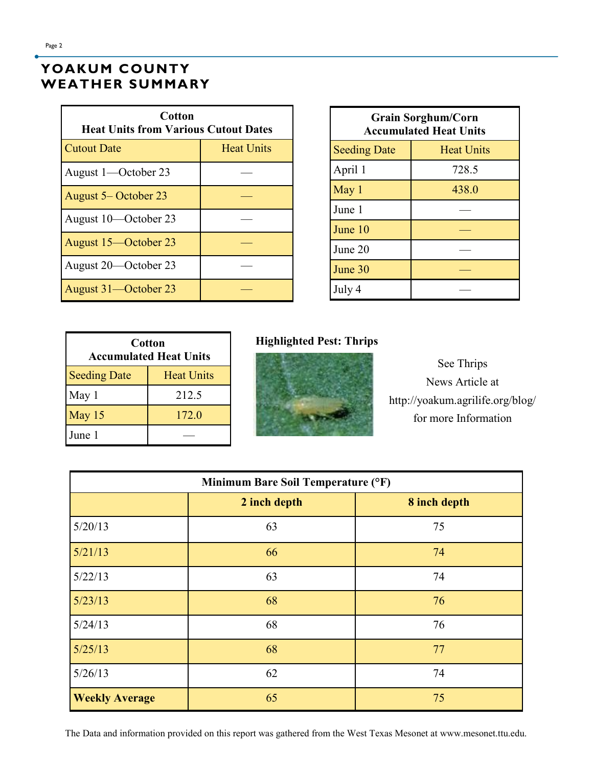# YOAKUM COUNTY WEATHER SUMMARY

| Cotton Heat Units from Various Cutout Dates | |
|---|---|
| Cutout Date | Heat Units |
| August 1—October 23 | — |
| August 5– October 23 | — |
| August 10—October 23 | — |
| August 15—October 23 | — |
| August 20—October 23 | — |
| August 31—October 23 | — |

| Grain Sorghum/Corn Accumulated Heat Units | |
|---|---|
| Seeding Date | Heat Units |
| April 1 | 728.5 |
| May 1 | 438.0 |
| June 1 | — |
| June 10 | — |
| June 20 | — |
| June 30 | — |
| July 4 | — |

| Cotton Accumulated Heat Units | |
|---|---|
| Seeding Date | Heat Units |
| May 1 | 212.5 |
| May 15 | 172.0 |
| June 1 | — |

**Highlighted Pest: Thrips**

See Thrips News Article at http://yoakum.agrilife.org/blog/ for more Information

| Minimum Bare Soil Temperature (°F) | | |
|---|---|---|
| | **2 inch depth** | **8 inch depth** |
| 5/20/13 | 63 | 75 |
| 5/21/13 | 66 | 74 |
| 5/22/13 | 63 | 74 |
| 5/23/13 | 68 | 76 |
| 5/24/13 | 68 | 76 |
| 5/25/13 | 68 | 77 |
| 5/26/13 | 62 | 74 |
| **Weekly Average** | 65 | 75 |

The Data and information provided on this report was gathered from the West Texas Mesonet at www.mesonet.ttu.edu.